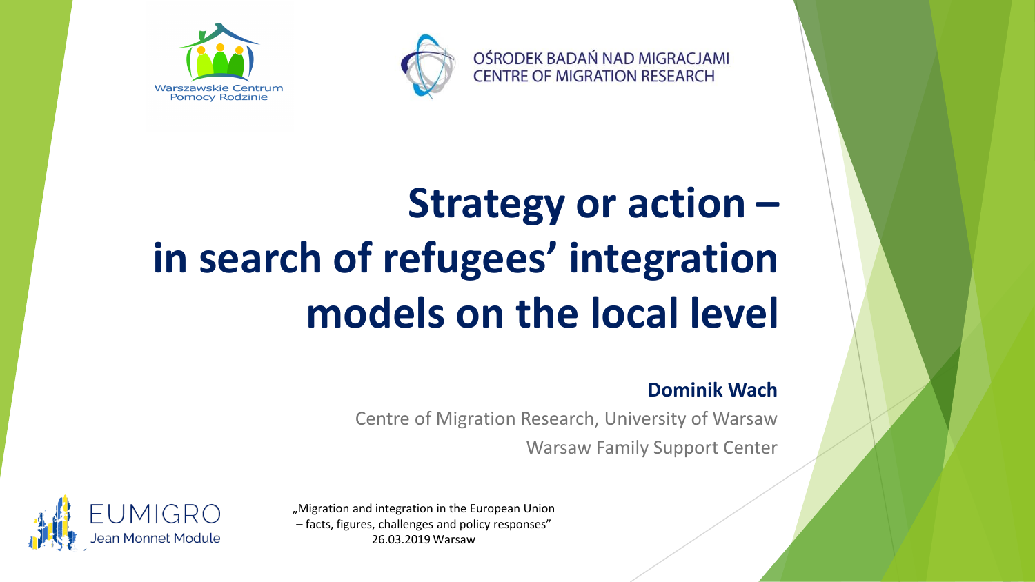Warszawskie Centrum Pomocy Rodzinie

OŚRODEK BADAŃ NAD MIGRACJAMI
CENTRE OF MIGRATION RESEARCH

# Strategy or action – in search of refugees' integration models on the local level

**Dominik Wach**

Centre of Migration Research, University of Warsaw

Warsaw Family Support Center

EUMIGRO
Jean Monnet Module

„Migration and integration in the European Union – facts, figures, challenges and policy responses"
26.03.2019 Warsaw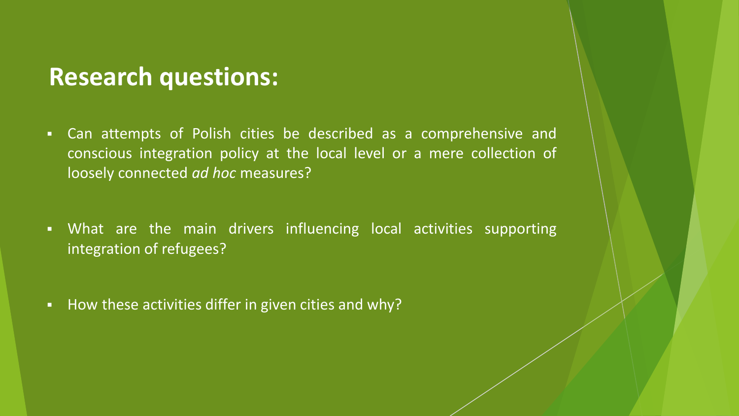## Research questions:

- Can attempts of Polish cities be described as a comprehensive and conscious integration policy at the local level or a mere collection of loosely connected *ad hoc* measures?
- What are the main drivers influencing local activities supporting integration of refugees?
- How these activities differ in given cities and why?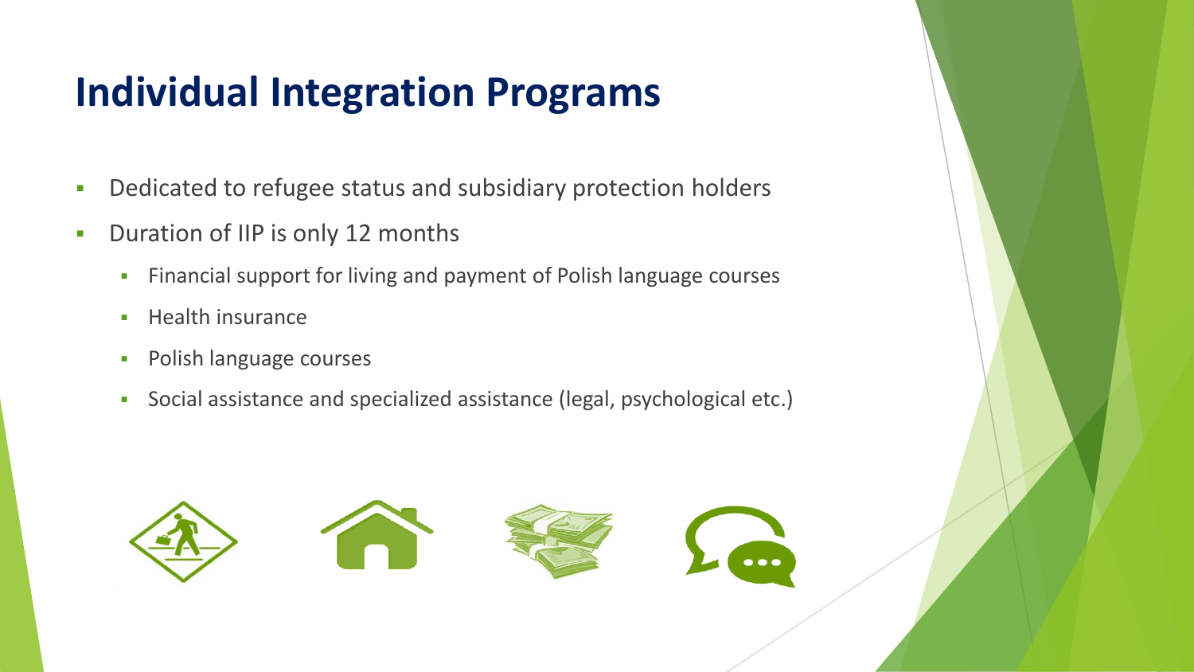# Individual Integration Programs

- Dedicated to refugee status and subsidiary protection holders
- Duration of IIP is only 12 months
  - Financial support for living and payment of Polish language courses
  - Health insurance
  - Polish language courses
  - Social assistance and specialized assistance (legal, psychological etc.)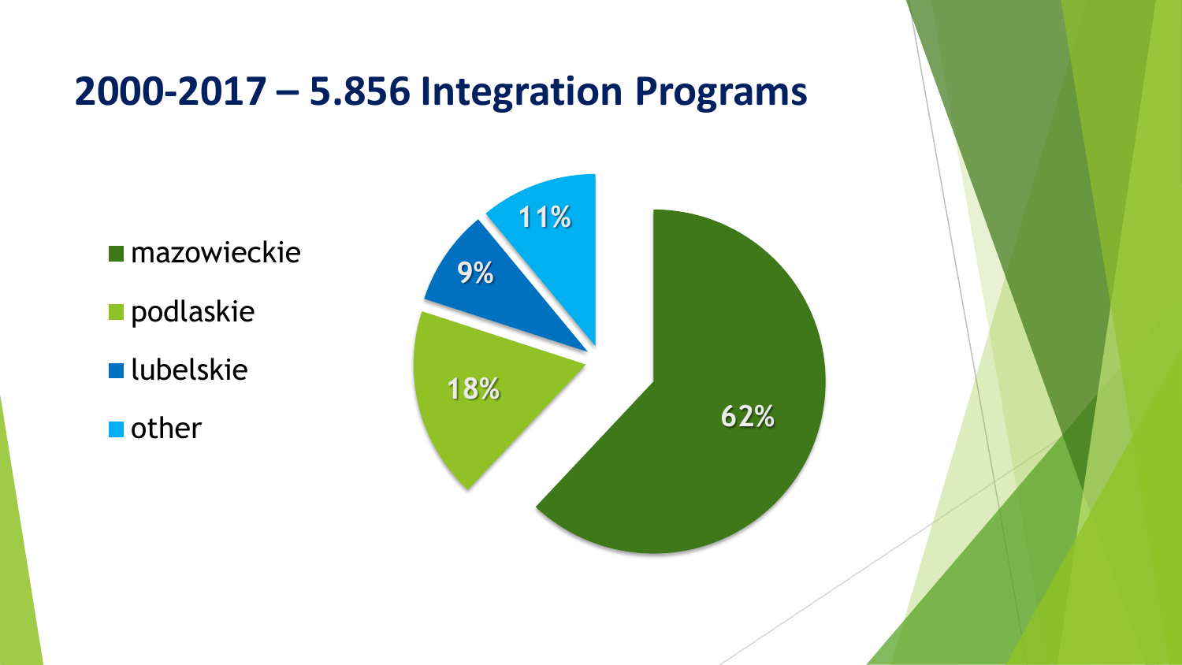# 2000-2017 – 5.856 Integration Programs

| Region | Share |
| --- | --- |
| mazowieckie | 62% |
| podlaskie | 18% |
| lubelskie | 9% |
| other | 11% |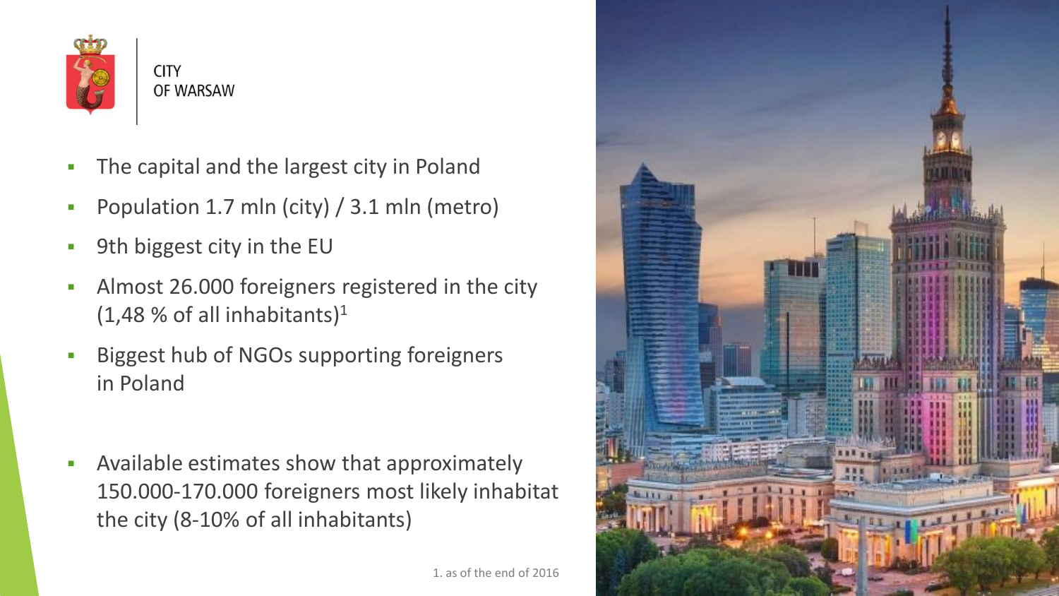CITY
OF WARSAW

- The capital and the largest city in Poland
- Population 1.7 mln (city) / 3.1 mln (metro)
- 9th biggest city in the EU
- Almost 26.000 foreigners registered in the city (1,48 % of all inhabitants)[1]
- Biggest hub of NGOs supporting foreigners in Poland

- Available estimates show that approximately 150.000-170.000 foreigners most likely inhabitat the city (8-10% of all inhabitants)

1. as of the end of 2016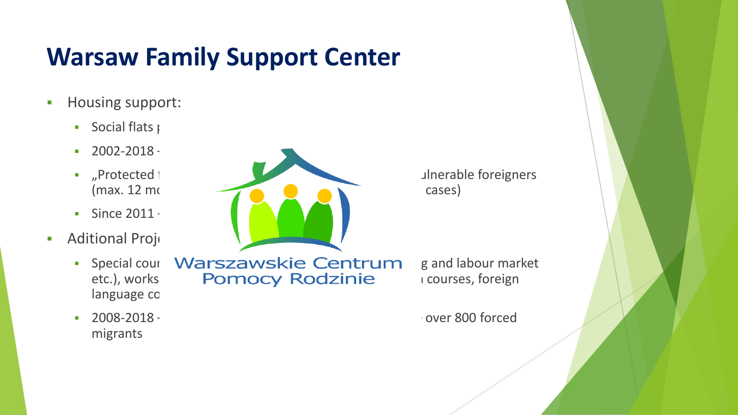# Warsaw Family Support Center

- Housing support:
  - Social flats p
  - 2002-2018 -
  - „Protected t ulnerable foreigners (max. 12 mc cases)
  - Since 2011 -
- Aditional Proj
  - Special cour g and labour market etc.), works courses, foreign language co
  - 2008-2018 - over 800 forced migrants

Warszawskie Centrum Pomocy Rodzinie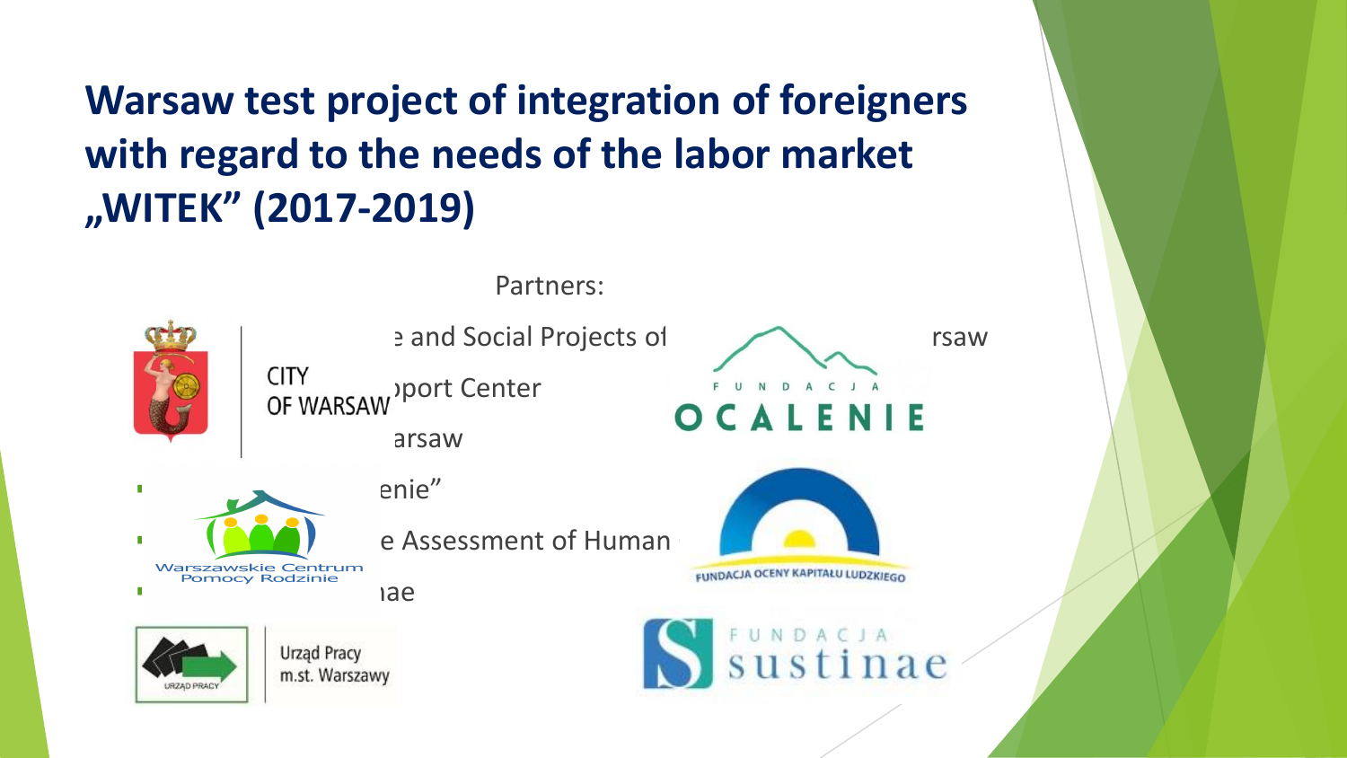# Warsaw test project of integration of foreigners with regard to the needs of the labor market „WITEK" (2017-2019)

Partners:

- e and Social Projects of … rsaw
- port Center
- arsaw
- enie"
- e Assessment of Human
- ae

CITY OF WARSAW

FUNDACJA OCALENIE

Warszawskie Centrum Pomocy Rodzinie

FUNDACJA OCENY KAPITAŁU LUDZKIEGO

URZĄD PRACY

Urząd Pracy m.st. Warszawy

FUNDACJA sustinae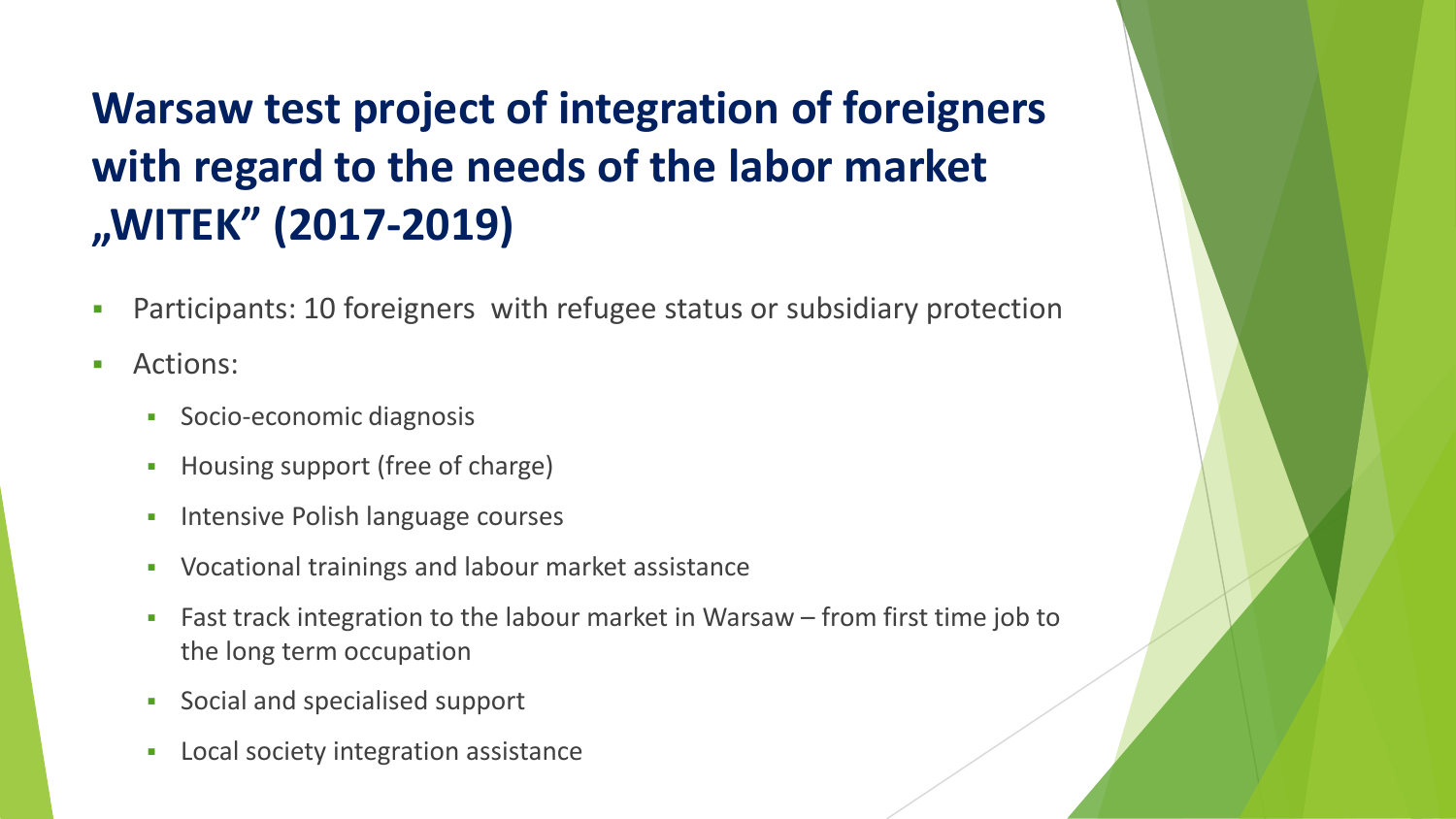# Warsaw test project of integration of foreigners with regard to the needs of the labor market „WITEK" (2017-2019)

- Participants: 10 foreigners with refugee status or subsidiary protection
- Actions:
  - Socio-economic diagnosis
  - Housing support (free of charge)
  - Intensive Polish language courses
  - Vocational trainings and labour market assistance
  - Fast track integration to the labour market in Warsaw – from first time job to the long term occupation
  - Social and specialised support
  - Local society integration assistance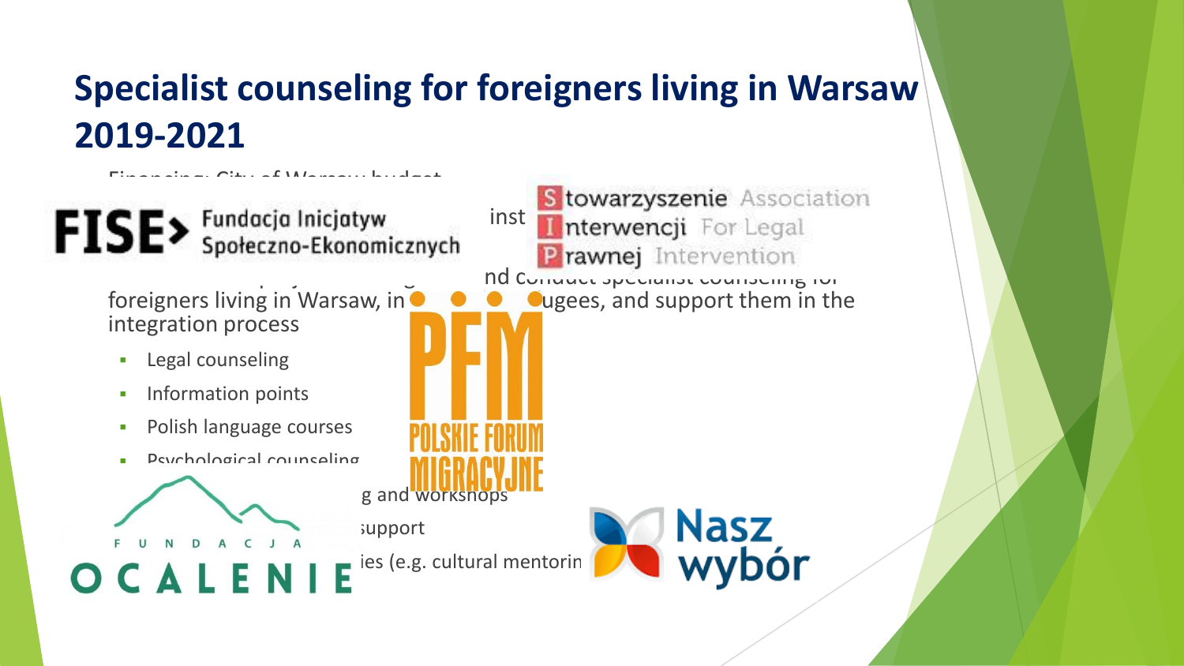# Specialist counseling for foreigners living in Warsaw 2019-2021

Financing: City of Warsaw budget

FISE> Fundacja Inicjatyw Społeczno-Ekonomicznych

inst

Stowarzyszenie Interwencji Prawnej Association For Legal Intervention

nd conduct specialist counseling for foreigners living in Warsaw, in ugees, and support them in the integration process

- Legal counseling
- Information points
- Polish language courses
- Psychological counseling
- g and workshops
- support
- ies (e.g. cultural mentorin

PFM POLSKIE FORUM MIGRACYJNE

FUNDACJA OCALENIE

Nasz wybór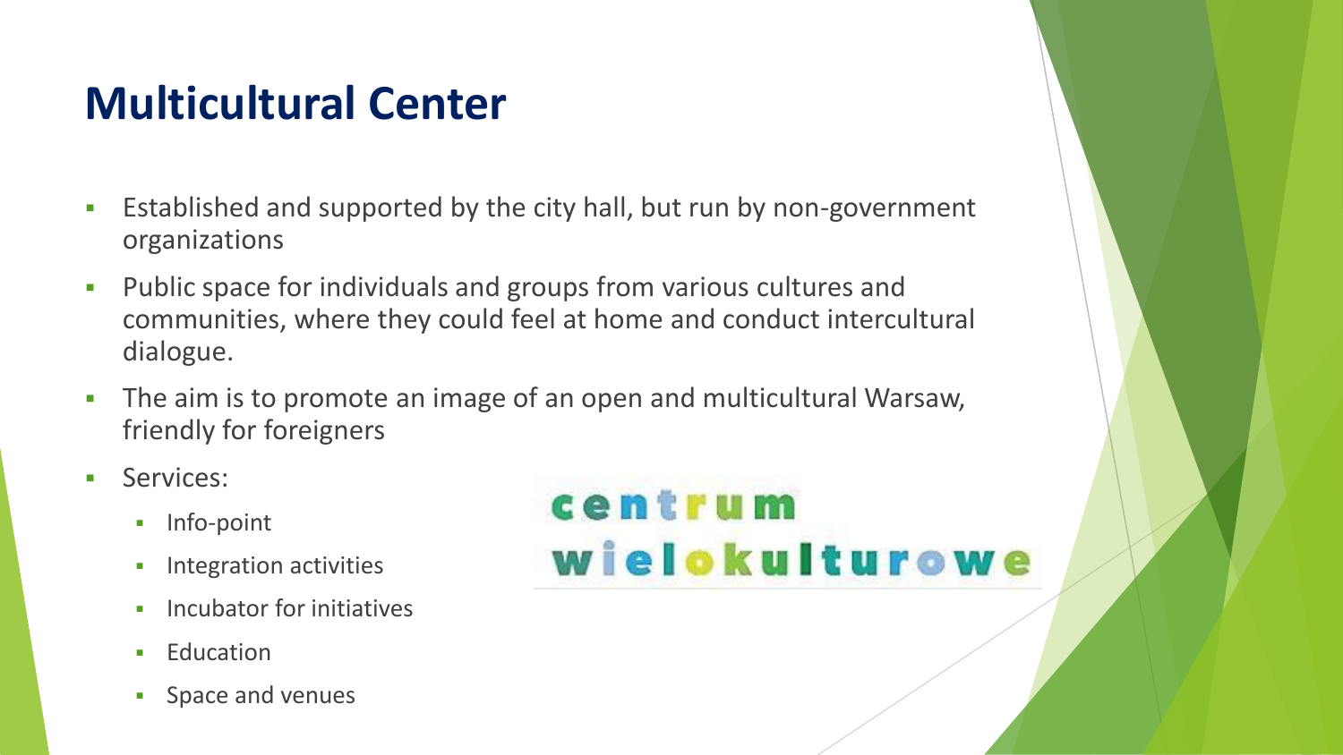# Multicultural Center

- Established and supported by the city hall, but run by non-government organizations
- Public space for individuals and groups from various cultures and communities, where they could feel at home and conduct intercultural dialogue.
- The aim is to promote an image of an open and multicultural Warsaw, friendly for foreigners
- Services:
  - Info-point
  - Integration activities
  - Incubator for initiatives
  - Education
  - Space and venues

centrum wielokulturowe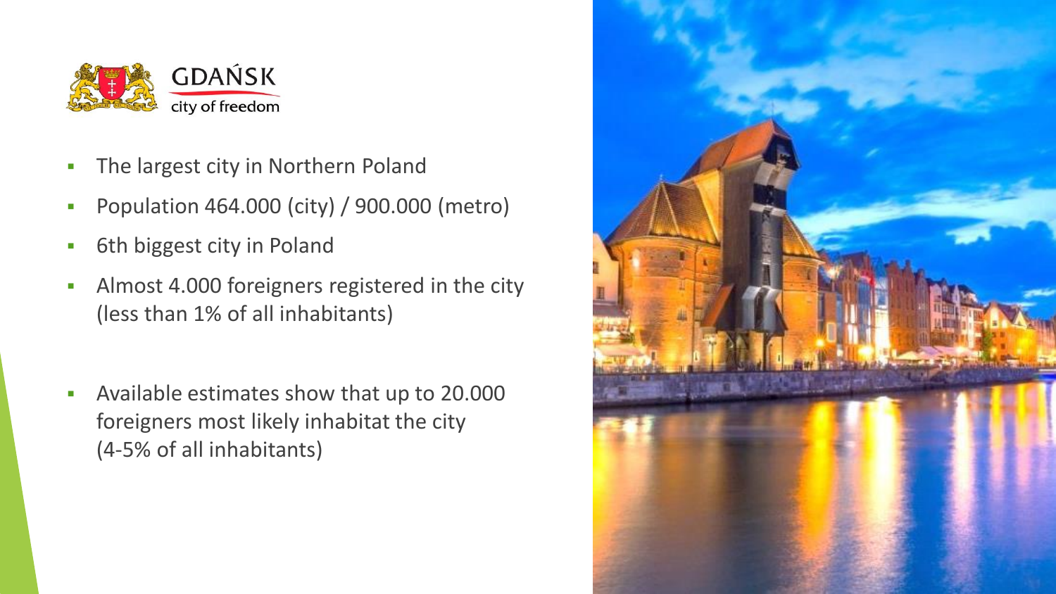GDAŃSK
city of freedom

- The largest city in Northern Poland
- Population 464.000 (city) / 900.000 (metro)
- 6th biggest city in Poland
- Almost 4.000 foreigners registered in the city (less than 1% of all inhabitants)

- Available estimates show that up to 20.000 foreigners most likely inhabitat the city (4-5% of all inhabitants)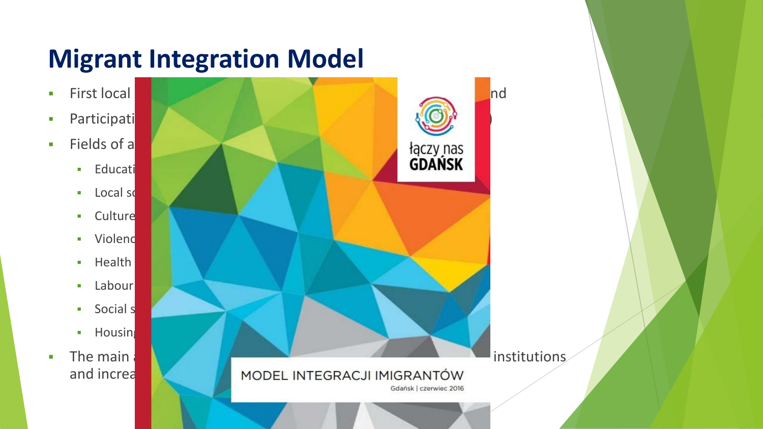# Migrant Integration Model

- First local … nd
- Participati… )
- Fields of a…
  - Educati…
  - Local s…
  - Culture…
  - Violenc…
  - Health…
  - Labour…
  - Social s…
  - Housin…
- The main … institutions and increa…

łączy nas GDAŃSK

MODEL INTEGRACJI IMIGRANTÓW

Gdańsk | czerwiec 2016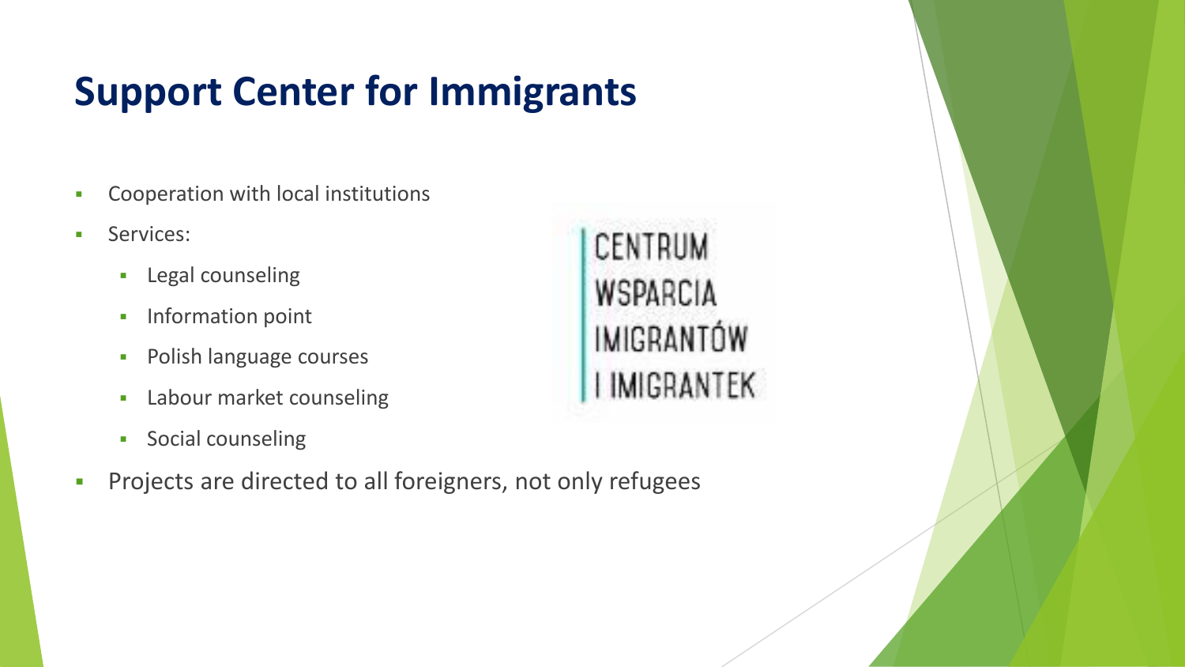# Support Center for Immigrants

- Cooperation with local institutions
- Services:
  - Legal counseling
  - Information point
  - Polish language courses
  - Labour market counseling
  - Social counseling
- Projects are directed to all foreigners, not only refugees

CENTRUM WSPARCIA IMIGRANTÓW I IMIGRANTEK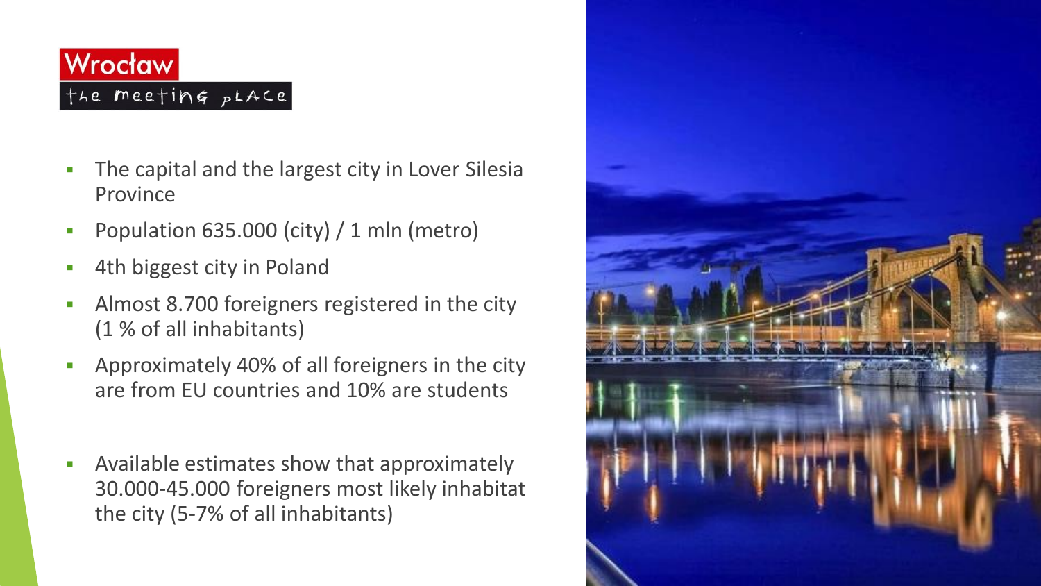# Wrocław

the meeting place

- The capital and the largest city in Lover Silesia Province
- Population 635.000 (city) / 1 mln (metro)
- 4th biggest city in Poland
- Almost 8.700 foreigners registered in the city (1 % of all inhabitants)
- Approximately 40% of all foreigners in the city are from EU countries and 10% are students
- Available estimates show that approximately 30.000-45.000 foreigners most likely inhabitat the city (5-7% of all inhabitants)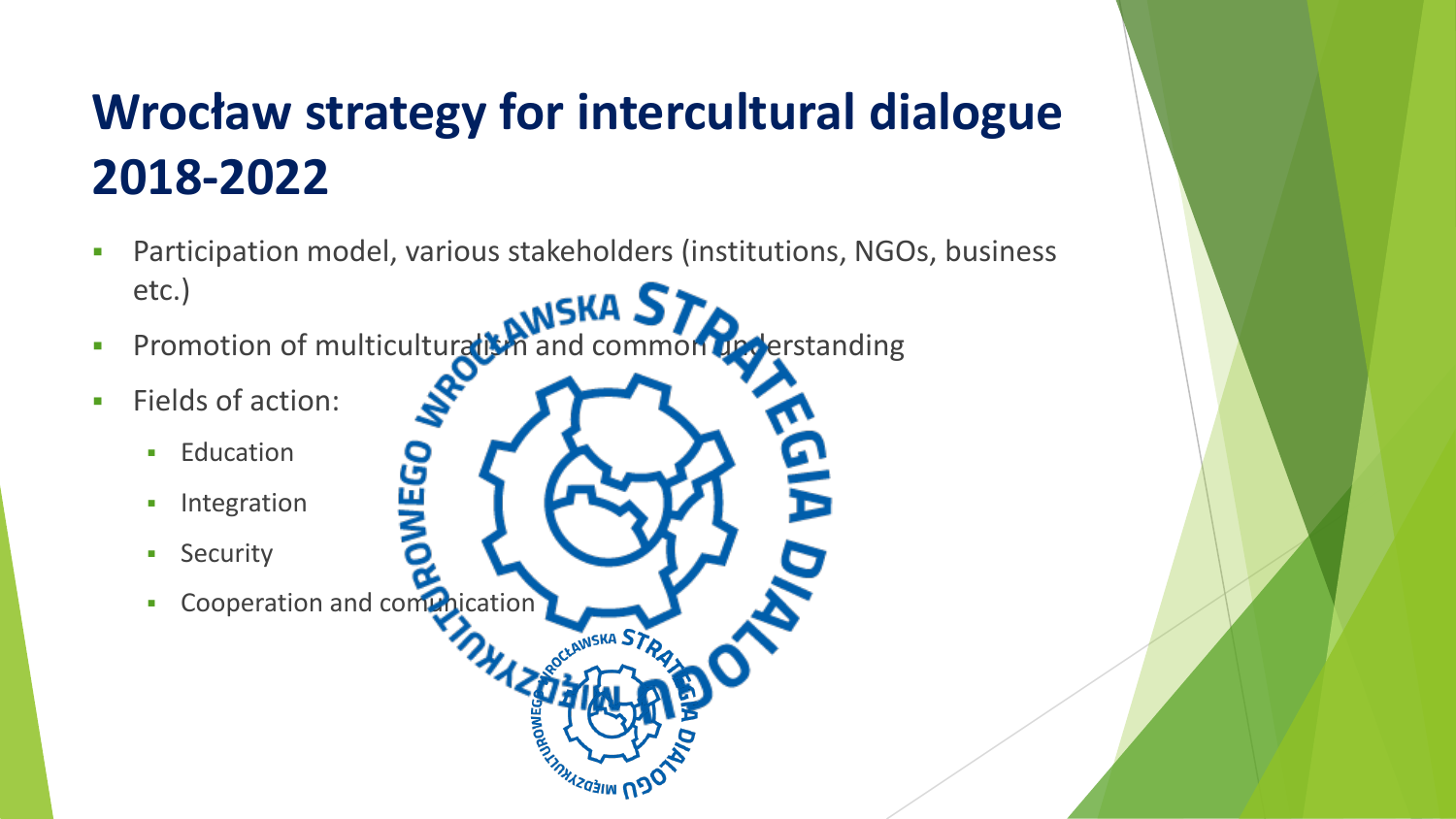# Wrocław strategy for intercultural dialogue 2018-2022

- Participation model, various stakeholders (institutions, NGOs, business etc.)
- Promotion of multiculturalism and common understanding
- Fields of action:
  - Education
  - Integration
  - Security
  - Cooperation and comunication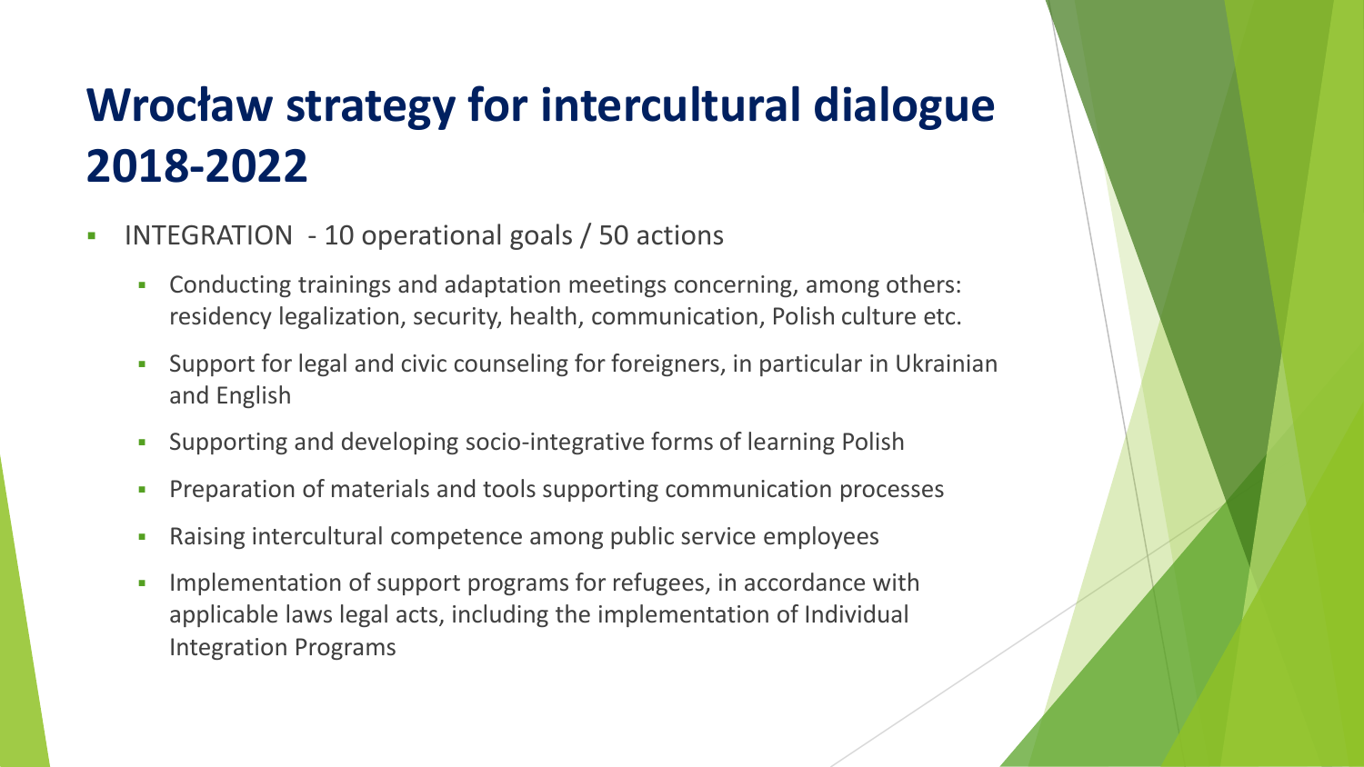# Wrocław strategy for intercultural dialogue 2018-2022

- INTEGRATION - 10 operational goals / 50 actions
  - Conducting trainings and adaptation meetings concerning, among others: residency legalization, security, health, communication, Polish culture etc.
  - Support for legal and civic counseling for foreigners, in particular in Ukrainian and English
  - Supporting and developing socio-integrative forms of learning Polish
  - Preparation of materials and tools supporting communication processes
  - Raising intercultural competence among public service employees
  - Implementation of support programs for refugees, in accordance with applicable laws legal acts, including the implementation of Individual Integration Programs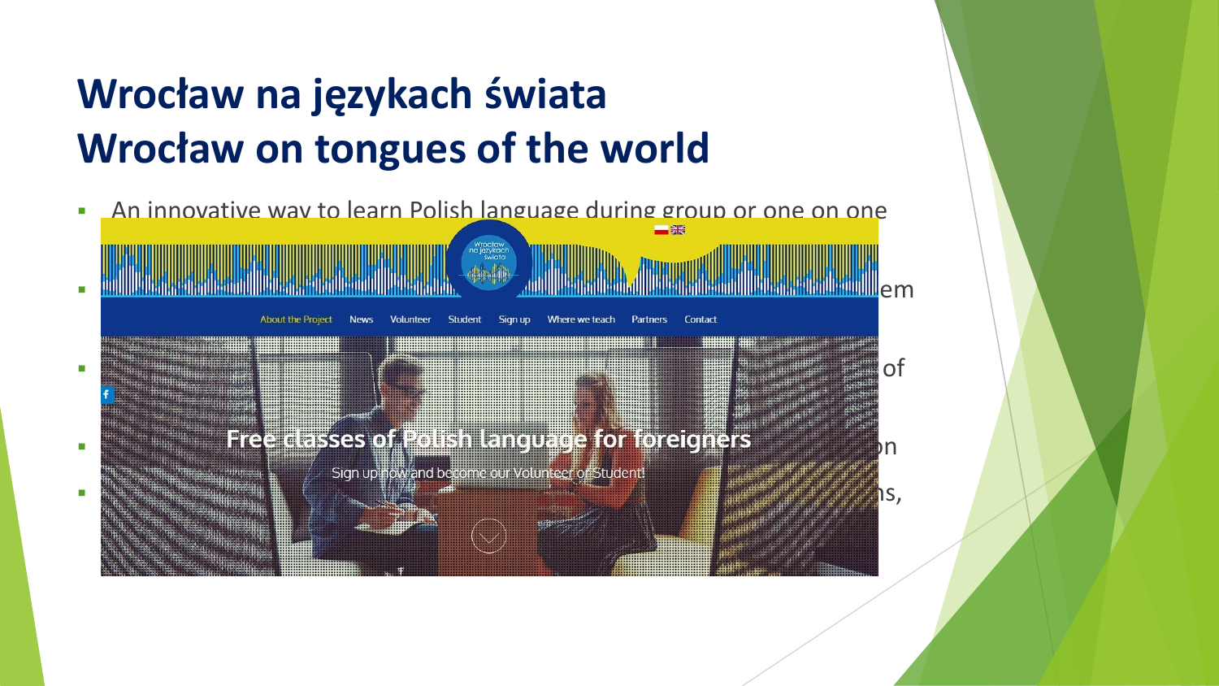# Wrocław na językach świata
# Wrocław on tongues of the world

- An innovative way to learn Polish language during group or one on one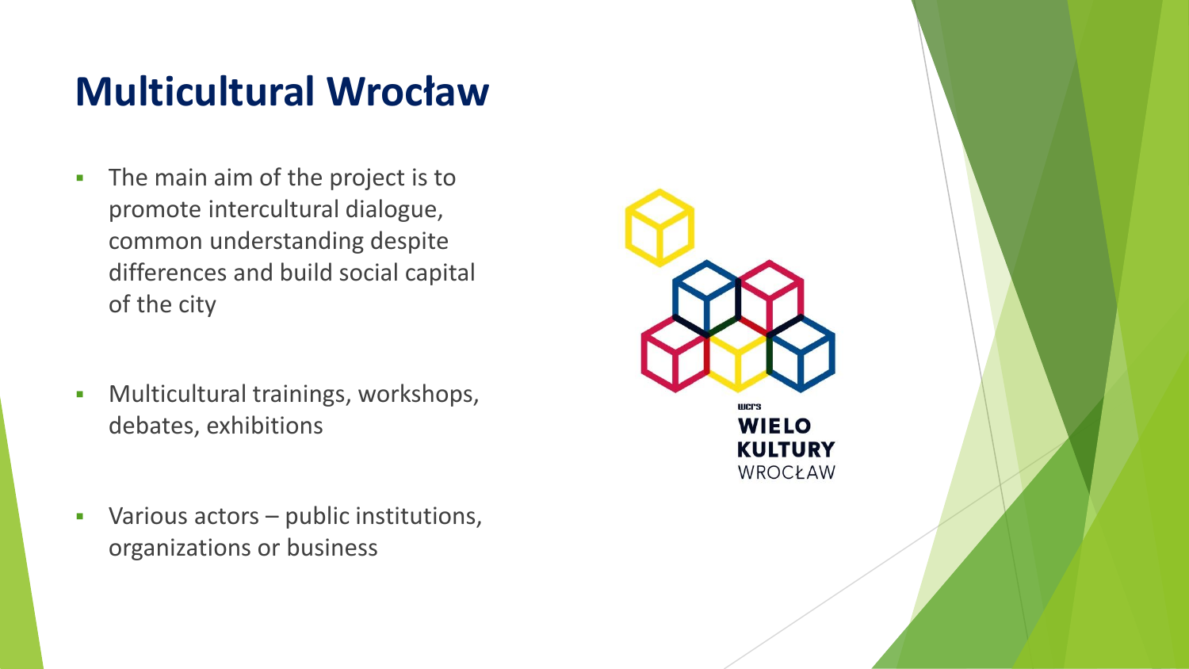# Multicultural Wrocław

- The main aim of the project is to promote intercultural dialogue, common understanding despite differences and build social capital of the city

- Multicultural trainings, workshops, debates, exhibitions

- Various actors – public institutions, organizations or business

WCRS
WIELO
KULTURY
WROCŁAW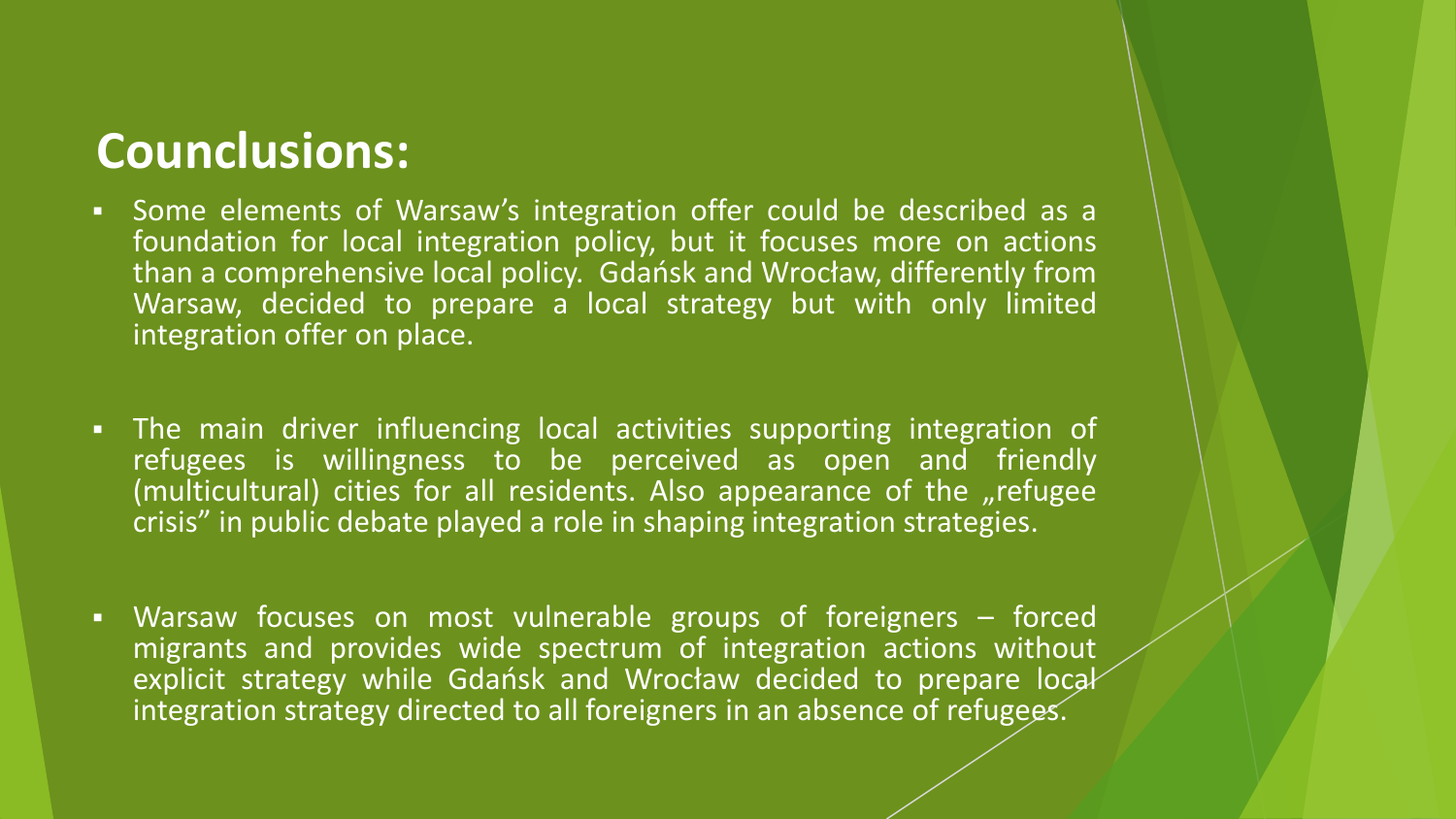# Counclusions:

- Some elements of Warsaw's integration offer could be described as a foundation for local integration policy, but it focuses more on actions than a comprehensive local policy. Gdańsk and Wrocław, differently from Warsaw, decided to prepare a local strategy but with only limited integration offer on place.
- The main driver influencing local activities supporting integration of refugees is willingness to be perceived as open and friendly (multicultural) cities for all residents. Also appearance of the „refugee crisis" in public debate played a role in shaping integration strategies.
- Warsaw focuses on most vulnerable groups of foreigners – forced migrants and provides wide spectrum of integration actions without explicit strategy while Gdańsk and Wrocław decided to prepare local integration strategy directed to all foreigners in an absence of refugees.